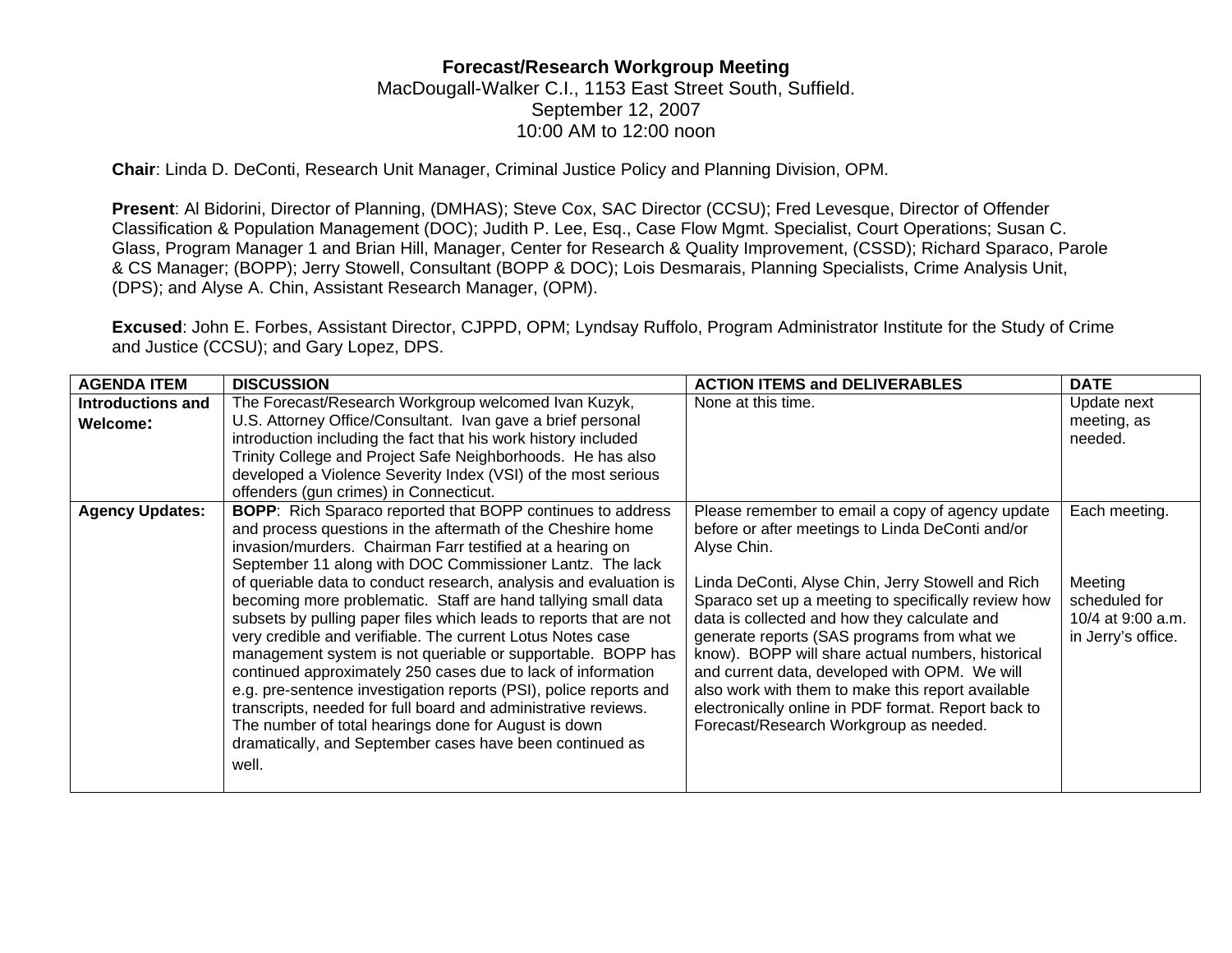# Forecast/Research Workgroup Meeting

MacDougall-Walker C.I., 1153 East Street South, Suffield.
September 12, 2007
10:00 AM to 12:00 noon

**Chair**: Linda D. DeConti, Research Unit Manager, Criminal Justice Policy and Planning Division, OPM.

**Present**: Al Bidorini, Director of Planning, (DMHAS); Steve Cox, SAC Director (CCSU); Fred Levesque, Director of Offender Classification & Population Management (DOC); Judith P. Lee, Esq., Case Flow Mgmt. Specialist, Court Operations; Susan C. Glass, Program Manager 1 and Brian Hill, Manager, Center for Research & Quality Improvement, (CSSD); Richard Sparaco, Parole & CS Manager; (BOPP); Jerry Stowell, Consultant (BOPP & DOC); Lois Desmarais, Planning Specialists, Crime Analysis Unit, (DPS); and Alyse A. Chin, Assistant Research Manager, (OPM).

**Excused**: John E. Forbes, Assistant Director, CJPPD, OPM; Lyndsay Ruffolo, Program Administrator Institute for the Study of Crime and Justice (CCSU); and Gary Lopez, DPS.

| AGENDA ITEM | DISCUSSION | ACTION ITEMS and DELIVERABLES | DATE |
|---|---|---|---|
| **Introductions and Welcome:** | The Forecast/Research Workgroup welcomed Ivan Kuzyk, U.S. Attorney Office/Consultant. Ivan gave a brief personal introduction including the fact that his work history included Trinity College and Project Safe Neighborhoods. He has also developed a Violence Severity Index (VSI) of the most serious offenders (gun crimes) in Connecticut. | None at this time. | Update next meeting, as needed. |
| **Agency Updates:** | **BOPP**: Rich Sparaco reported that BOPP continues to address and process questions in the aftermath of the Cheshire home invasion/murders. Chairman Farr testified at a hearing on September 11 along with DOC Commissioner Lantz. The lack of queriable data to conduct research, analysis and evaluation is becoming more problematic. Staff are hand tallying small data subsets by pulling paper files which leads to reports that are not very credible and verifiable. The current Lotus Notes case management system is not queriable or supportable. BOPP has continued approximately 250 cases due to lack of information e.g. pre-sentence investigation reports (PSI), police reports and transcripts, needed for full board and administrative reviews. The number of total hearings done for August is down dramatically, and September cases have been continued as well. | Please remember to email a copy of agency update before or after meetings to Linda DeConti and/or Alyse Chin.<br><br>Linda DeConti, Alyse Chin, Jerry Stowell and Rich Sparaco set up a meeting to specifically review how data is collected and how they calculate and generate reports (SAS programs from what we know). BOPP will share actual numbers, historical and current data, developed with OPM. We will also work with them to make this report available electronically online in PDF format. Report back to Forecast/Research Workgroup as needed. | Each meeting.<br><br>Meeting scheduled for 10/4 at 9:00 a.m. in Jerry's office. |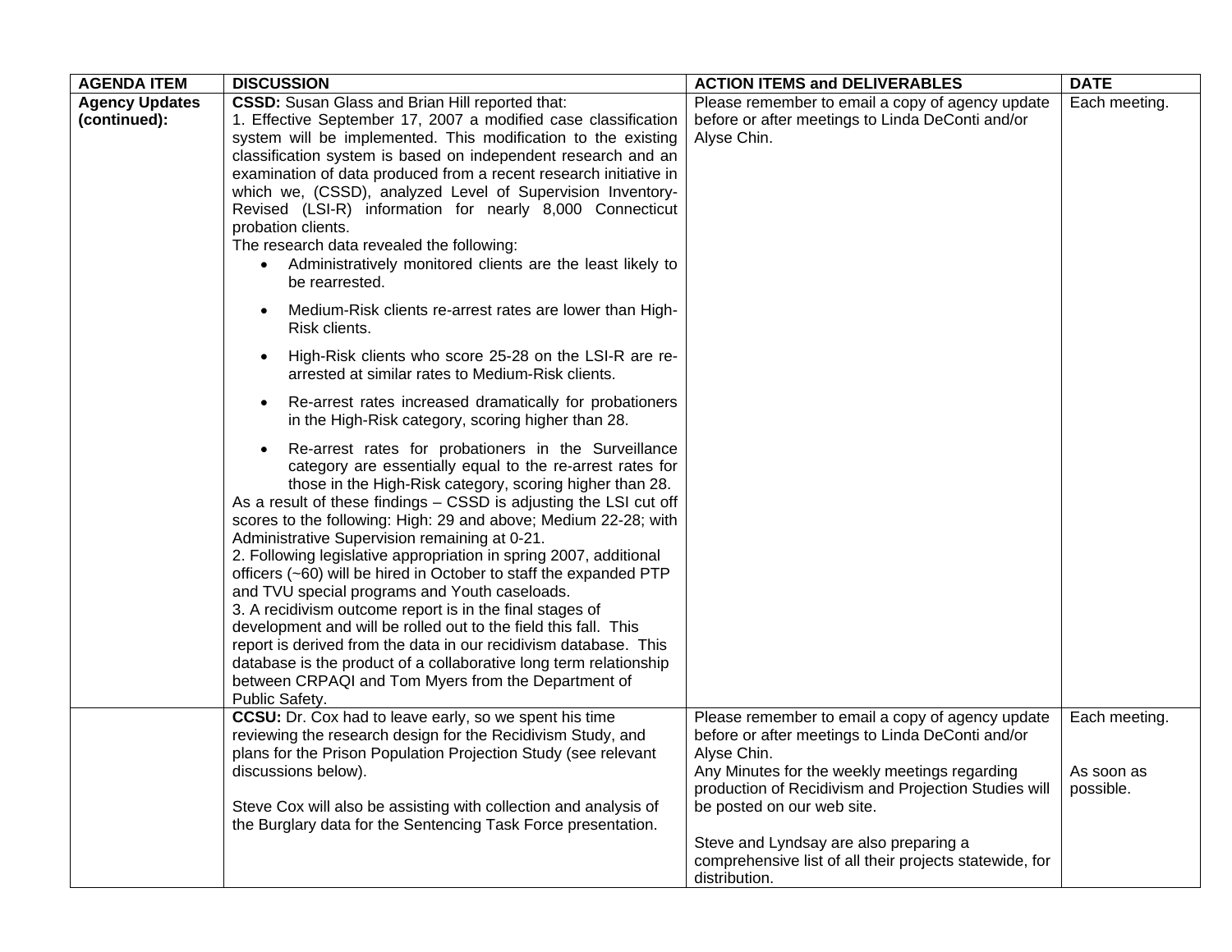| AGENDA ITEM | DISCUSSION | ACTION ITEMS and DELIVERABLES | DATE |
|---|---|---|---|
| **Agency Updates (continued):** | **CSSD:** Susan Glass and Brian Hill reported that:<br>1. Effective September 17, 2007 a modified case classification system will be implemented. This modification to the existing classification system is based on independent research and an examination of data produced from a recent research initiative in which we, (CSSD), analyzed Level of Supervision Inventory-Revised (LSI-R) information for nearly 8,000 Connecticut probation clients.<br>The research data revealed the following:<br>• Administratively monitored clients are the least likely to be rearrested.<br>• Medium-Risk clients re-arrest rates are lower than High-Risk clients.<br>• High-Risk clients who score 25-28 on the LSI-R are re-arrested at similar rates to Medium-Risk clients.<br>• Re-arrest rates increased dramatically for probationers in the High-Risk category, scoring higher than 28.<br>• Re-arrest rates for probationers in the Surveillance category are essentially equal to the re-arrest rates for those in the High-Risk category, scoring higher than 28.<br>As a result of these findings – CSSD is adjusting the LSI cut off scores to the following: High: 29 and above; Medium 22-28; with Administrative Supervision remaining at 0-21.<br>2. Following legislative appropriation in spring 2007, additional officers (~60) will be hired in October to staff the expanded PTP and TVU special programs and Youth caseloads.<br>3. A recidivism outcome report is in the final stages of development and will be rolled out to the field this fall. This report is derived from the data in our recidivism database. This database is the product of a collaborative long term relationship between CRPAQI and Tom Myers from the Department of Public Safety. | Please remember to email a copy of agency update before or after meetings to Linda DeConti and/or Alyse Chin. | Each meeting. |
| | **CCSU:** Dr. Cox had to leave early, so we spent his time reviewing the research design for the Recidivism Study, and plans for the Prison Population Projection Study (see relevant discussions below).<br><br>Steve Cox will also be assisting with collection and analysis of the Burglary data for the Sentencing Task Force presentation. | Please remember to email a copy of agency update before or after meetings to Linda DeConti and/or Alyse Chin.<br>Any Minutes for the weekly meetings regarding production of Recidivism and Projection Studies will be posted on our web site.<br><br>Steve and Lyndsay are also preparing a comprehensive list of all their projects statewide, for distribution. | Each meeting.<br><br>As soon as possible. |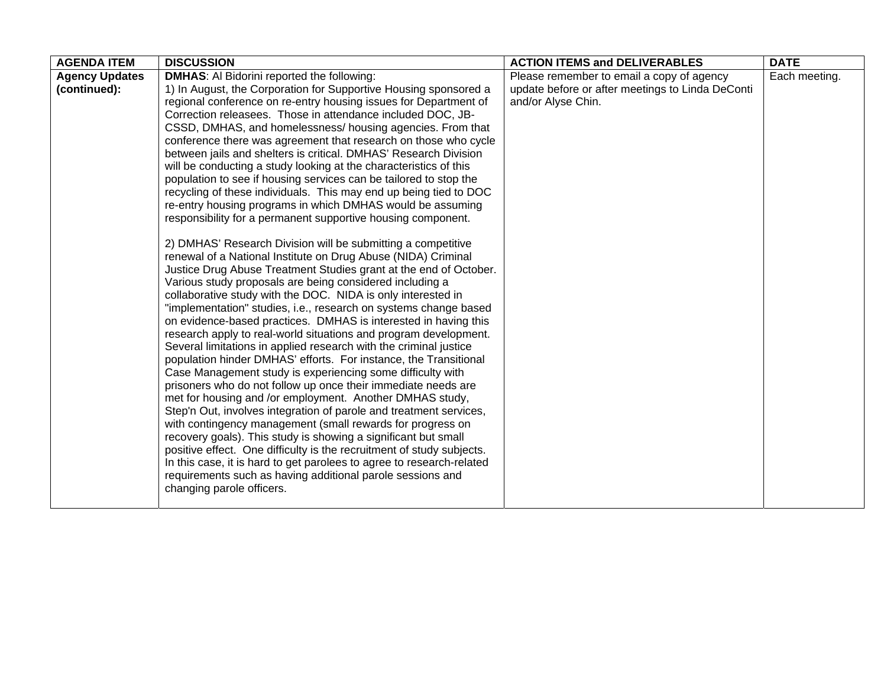| AGENDA ITEM | DISCUSSION | ACTION ITEMS and DELIVERABLES | DATE |
|---|---|---|---|
| **Agency Updates (continued):** | **DMHAS**: Al Bidorini reported the following:<br>1) In August, the Corporation for Supportive Housing sponsored a regional conference on re-entry housing issues for Department of Correction releasees. Those in attendance included DOC, JB-CSSD, DMHAS, and homelessness/ housing agencies. From that conference there was agreement that research on those who cycle between jails and shelters is critical. DMHAS' Research Division will be conducting a study looking at the characteristics of this population to see if housing services can be tailored to stop the recycling of these individuals. This may end up being tied to DOC re-entry housing programs in which DMHAS would be assuming responsibility for a permanent supportive housing component.<br><br>2) DMHAS' Research Division will be submitting a competitive renewal of a National Institute on Drug Abuse (NIDA) Criminal Justice Drug Abuse Treatment Studies grant at the end of October. Various study proposals are being considered including a collaborative study with the DOC. NIDA is only interested in "implementation" studies, i.e., research on systems change based on evidence-based practices. DMHAS is interested in having this research apply to real-world situations and program development. Several limitations in applied research with the criminal justice population hinder DMHAS' efforts. For instance, the Transitional Case Management study is experiencing some difficulty with prisoners who do not follow up once their immediate needs are met for housing and /or employment. Another DMHAS study, Step'n Out, involves integration of parole and treatment services, with contingency management (small rewards for progress on recovery goals). This study is showing a significant but small positive effect. One difficulty is the recruitment of study subjects. In this case, it is hard to get parolees to agree to research-related requirements such as having additional parole sessions and changing parole officers. | Please remember to email a copy of agency update before or after meetings to Linda DeConti and/or Alyse Chin. | Each meeting. |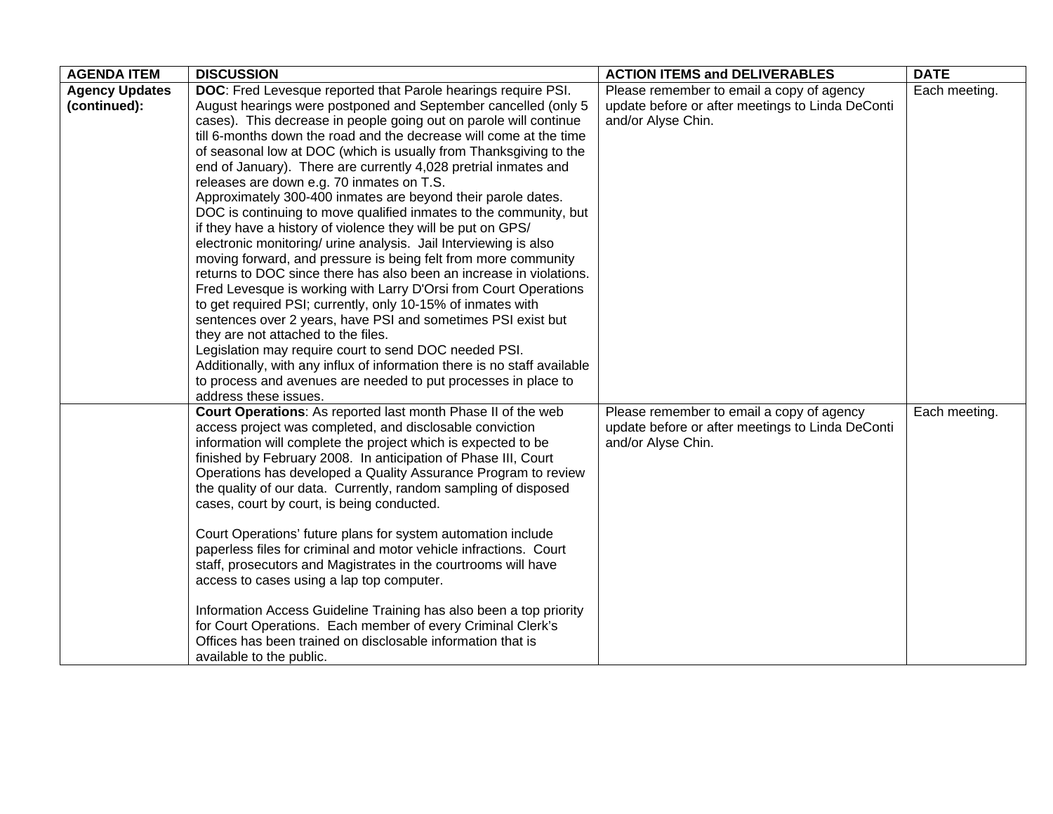| AGENDA ITEM | DISCUSSION | ACTION ITEMS and DELIVERABLES | DATE |
|---|---|---|---|
| **Agency Updates (continued):** | **DOC**: Fred Levesque reported that Parole hearings require PSI. August hearings were postponed and September cancelled (only 5 cases). This decrease in people going out on parole will continue till 6-months down the road and the decrease will come at the time of seasonal low at DOC (which is usually from Thanksgiving to the end of January). There are currently 4,028 pretrial inmates and releases are down e.g. 70 inmates on T.S.<br>Approximately 300-400 inmates are beyond their parole dates. DOC is continuing to move qualified inmates to the community, but if they have a history of violence they will be put on GPS/ electronic monitoring/ urine analysis. Jail Interviewing is also moving forward, and pressure is being felt from more community returns to DOC since there has also been an increase in violations. Fred Levesque is working with Larry D'Orsi from Court Operations to get required PSI; currently, only 10-15% of inmates with sentences over 2 years, have PSI and sometimes PSI exist but they are not attached to the files.<br>Legislation may require court to send DOC needed PSI. Additionally, with any influx of information there is no staff available to process and avenues are needed to put processes in place to address these issues. | Please remember to email a copy of agency update before or after meetings to Linda DeConti and/or Alyse Chin. | Each meeting. |
| | **Court Operations**: As reported last month Phase II of the web access project was completed, and disclosable conviction information will complete the project which is expected to be finished by February 2008. In anticipation of Phase III, Court Operations has developed a Quality Assurance Program to review the quality of our data. Currently, random sampling of disposed cases, court by court, is being conducted.<br><br>Court Operations' future plans for system automation include paperless files for criminal and motor vehicle infractions. Court staff, prosecutors and Magistrates in the courtrooms will have access to cases using a lap top computer.<br><br>Information Access Guideline Training has also been a top priority for Court Operations. Each member of every Criminal Clerk's Offices has been trained on disclosable information that is available to the public. | Please remember to email a copy of agency update before or after meetings to Linda DeConti and/or Alyse Chin. | Each meeting. |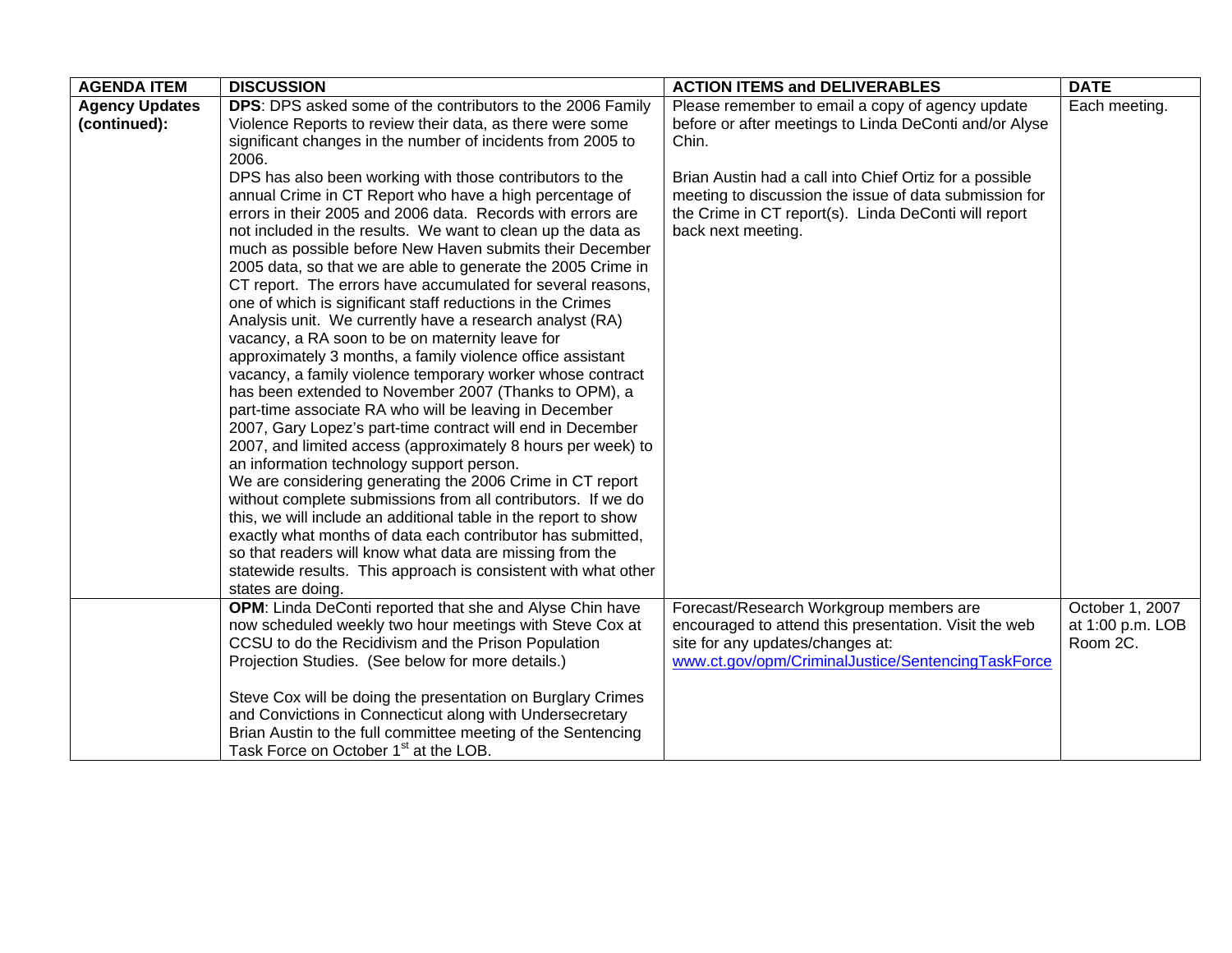| AGENDA ITEM | DISCUSSION | ACTION ITEMS and DELIVERABLES | DATE |
|---|---|---|---|
| **Agency Updates (continued):** | **DPS**: DPS asked some of the contributors to the 2006 Family Violence Reports to review their data, as there were some significant changes in the number of incidents from 2005 to 2006.<br>DPS has also been working with those contributors to the annual Crime in CT Report who have a high percentage of errors in their 2005 and 2006 data. Records with errors are not included in the results. We want to clean up the data as much as possible before New Haven submits their December 2005 data, so that we are able to generate the 2005 Crime in CT report. The errors have accumulated for several reasons, one of which is significant staff reductions in the Crimes Analysis unit. We currently have a research analyst (RA) vacancy, a RA soon to be on maternity leave for approximately 3 months, a family violence office assistant vacancy, a family violence temporary worker whose contract has been extended to November 2007 (Thanks to OPM), a part-time associate RA who will be leaving in December 2007, Gary Lopez's part-time contract will end in December 2007, and limited access (approximately 8 hours per week) to an information technology support person.<br>We are considering generating the 2006 Crime in CT report without complete submissions from all contributors. If we do this, we will include an additional table in the report to show exactly what months of data each contributor has submitted, so that readers will know what data are missing from the statewide results. This approach is consistent with what other states are doing. | Please remember to email a copy of agency update before or after meetings to Linda DeConti and/or Alyse Chin.<br><br>Brian Austin had a call into Chief Ortiz for a possible meeting to discussion the issue of data submission for the Crime in CT report(s). Linda DeConti will report back next meeting. | Each meeting. |
| | **OPM**: Linda DeConti reported that she and Alyse Chin have now scheduled weekly two hour meetings with Steve Cox at CCSU to do the Recidivism and the Prison Population Projection Studies. (See below for more details.)<br><br>Steve Cox will be doing the presentation on Burglary Crimes and Convictions in Connecticut along with Undersecretary Brian Austin to the full committee meeting of the Sentencing Task Force on October 1st at the LOB. | Forecast/Research Workgroup members are encouraged to attend this presentation. Visit the web site for any updates/changes at: www.ct.gov/opm/CriminalJustice/SentencingTaskForce | October 1, 2007 at 1:00 p.m. LOB Room 2C. |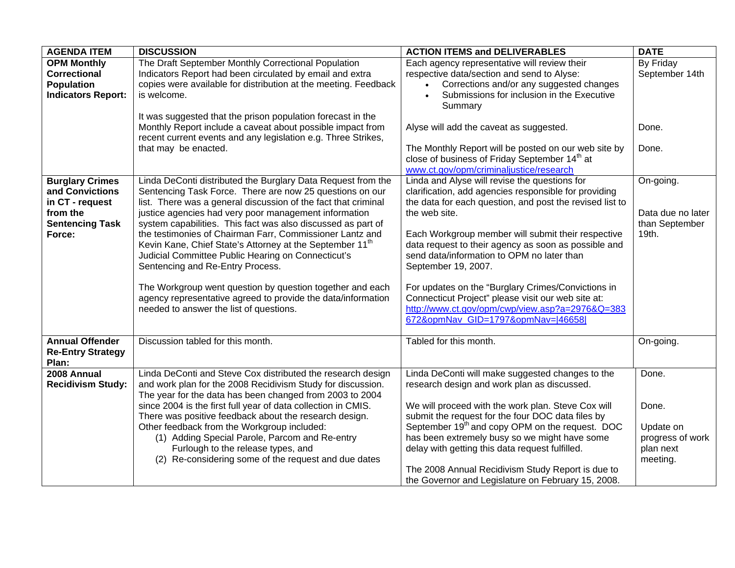| AGENDA ITEM | DISCUSSION | ACTION ITEMS and DELIVERABLES | DATE |
|---|---|---|---|
| **OPM Monthly Correctional Population Indicators Report:** | The Draft September Monthly Correctional Population Indicators Report had been circulated by email and extra copies were available for distribution at the meeting. Feedback is welcome.<br><br>It was suggested that the prison population forecast in the Monthly Report include a caveat about possible impact from recent current events and any legislation e.g. Three Strikes, that may be enacted. | Each agency representative will review their respective data/section and send to Alyse:<br>• Corrections and/or any suggested changes<br>• Submissions for inclusion in the Executive Summary<br><br>Alyse will add the caveat as suggested.<br><br>The Monthly Report will be posted on our web site by close of business of Friday September 14th at www.ct.gov/opm/criminaljustice/research | By Friday September 14th<br><br>Done.<br><br>Done. |
| **Burglary Crimes and Convictions in CT - request from the Sentencing Task Force:** | Linda DeConti distributed the Burglary Data Request from the Sentencing Task Force. There are now 25 questions on our list. There was a general discussion of the fact that criminal justice agencies had very poor management information system capabilities. This fact was also discussed as part of the testimonies of Chairman Farr, Commissioner Lantz and Kevin Kane, Chief State's Attorney at the September 11th Judicial Committee Public Hearing on Connecticut's Sentencing and Re-Entry Process.<br><br>The Workgroup went question by question together and each agency representative agreed to provide the data/information needed to answer the list of questions. | Linda and Alyse will revise the questions for clarification, add agencies responsible for providing the data for each question, and post the revised list to the web site.<br><br>Each Workgroup member will submit their respective data request to their agency as soon as possible and send data/information to OPM no later than September 19, 2007.<br><br>For updates on the "Burglary Crimes/Convictions in Connecticut Project" please visit our web site at: http://www.ct.gov/opm/cwp/view.asp?a=2976&Q=383672&opmNav_GID=1797&opmNav=\|46658\| | On-going.<br><br>Data due no later than September 19th. |
| **Annual Offender Re-Entry Strategy Plan:** | Discussion tabled for this month. | Tabled for this month. | On-going. |
| **2008 Annual Recidivism Study:** | Linda DeConti and Steve Cox distributed the research design and work plan for the 2008 Recidivism Study for discussion. The year for the data has been changed from 2003 to 2004 since 2004 is the first full year of data collection in CMIS. There was positive feedback about the research design. Other feedback from the Workgroup included:<br>(1) Adding Special Parole, Parcom and Re-entry Furlough to the release types, and<br>(2) Re-considering some of the request and due dates | Linda DeConti will make suggested changes to the research design and work plan as discussed.<br><br>We will proceed with the work plan. Steve Cox will submit the request for the four DOC data files by September 19th and copy OPM on the request. DOC has been extremely busy so we might have some delay with getting this data request fulfilled.<br><br>The 2008 Annual Recidivism Study Report is due to the Governor and Legislature on February 15, 2008. | Done.<br><br>Done.<br><br>Update on progress of work plan next meeting. |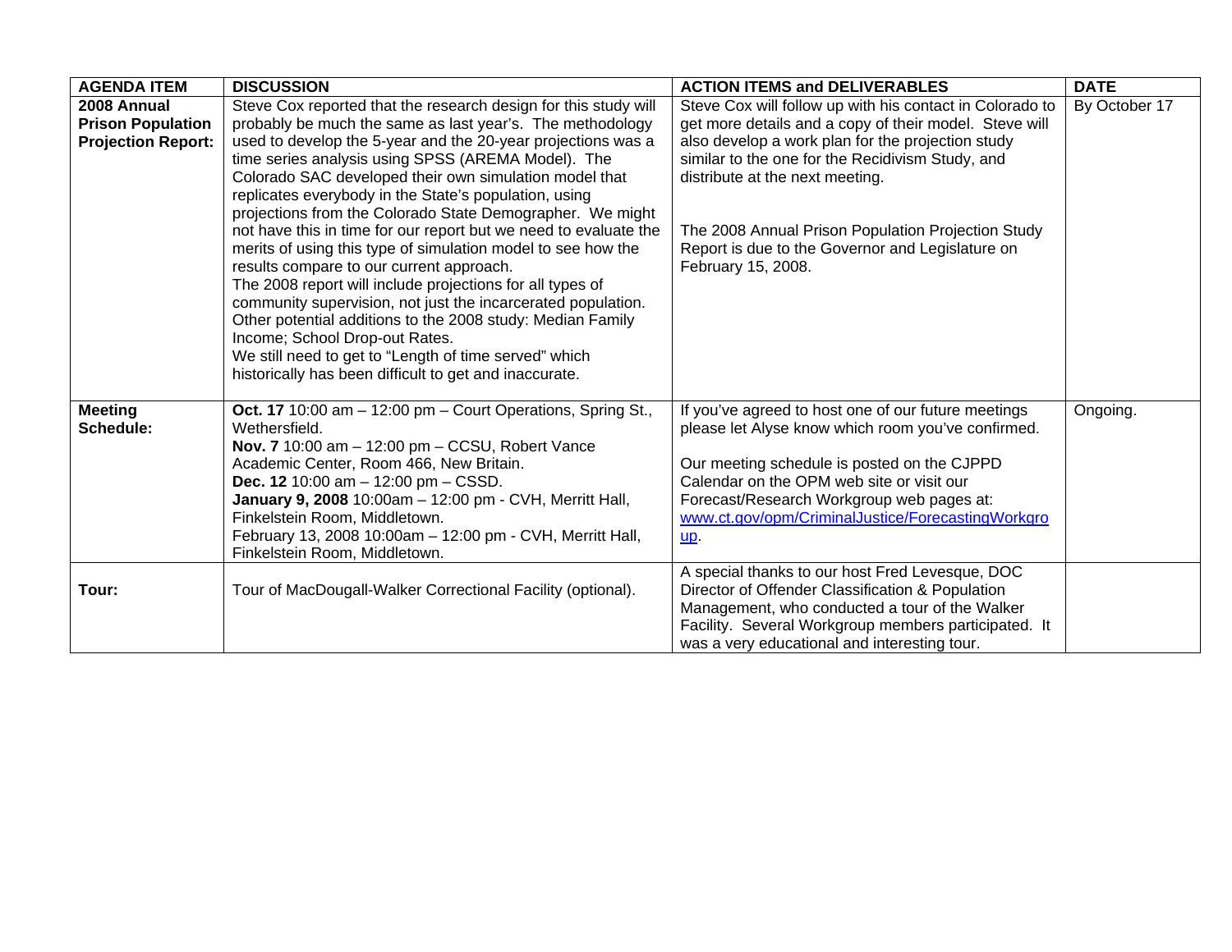| AGENDA ITEM | DISCUSSION | ACTION ITEMS and DELIVERABLES | DATE |
|---|---|---|---|
| **2008 Annual Prison Population Projection Report:** | Steve Cox reported that the research design for this study will probably be much the same as last year's. The methodology used to develop the 5-year and the 20-year projections was a time series analysis using SPSS (AREMA Model). The Colorado SAC developed their own simulation model that replicates everybody in the State's population, using projections from the Colorado State Demographer. We might not have this in time for our report but we need to evaluate the merits of using this type of simulation model to see how the results compare to our current approach.<br>The 2008 report will include projections for all types of community supervision, not just the incarcerated population.<br>Other potential additions to the 2008 study: Median Family Income; School Drop-out Rates.<br>We still need to get to "Length of time served" which historically has been difficult to get and inaccurate. | Steve Cox will follow up with his contact in Colorado to get more details and a copy of their model. Steve will also develop a work plan for the projection study similar to the one for the Recidivism Study, and distribute at the next meeting.<br><br>The 2008 Annual Prison Population Projection Study Report is due to the Governor and Legislature on February 15, 2008. | By October 17 |
| **Meeting Schedule:** | **Oct. 17** 10:00 am – 12:00 pm – Court Operations, Spring St., Wethersfield.<br>**Nov. 7** 10:00 am – 12:00 pm – CCSU, Robert Vance Academic Center, Room 466, New Britain.<br>**Dec. 12** 10:00 am – 12:00 pm – CSSD.<br>**January 9, 2008** 10:00am – 12:00 pm - CVH, Merritt Hall, Finkelstein Room, Middletown.<br>February 13, 2008 10:00am – 12:00 pm - CVH, Merritt Hall, Finkelstein Room, Middletown. | If you've agreed to host one of our future meetings please let Alyse know which room you've confirmed.<br><br>Our meeting schedule is posted on the CJPPD Calendar on the OPM web site or visit our Forecast/Research Workgroup web pages at: [www.ct.gov/opm/CriminalJustice/ForecastingWorkgroup](www.ct.gov/opm/CriminalJustice/ForecastingWorkgroup). | Ongoing. |
| **Tour:** | Tour of MacDougall-Walker Correctional Facility (optional). | A special thanks to our host Fred Levesque, DOC Director of Offender Classification & Population Management, who conducted a tour of the Walker Facility. Several Workgroup members participated. It was a very educational and interesting tour. | |